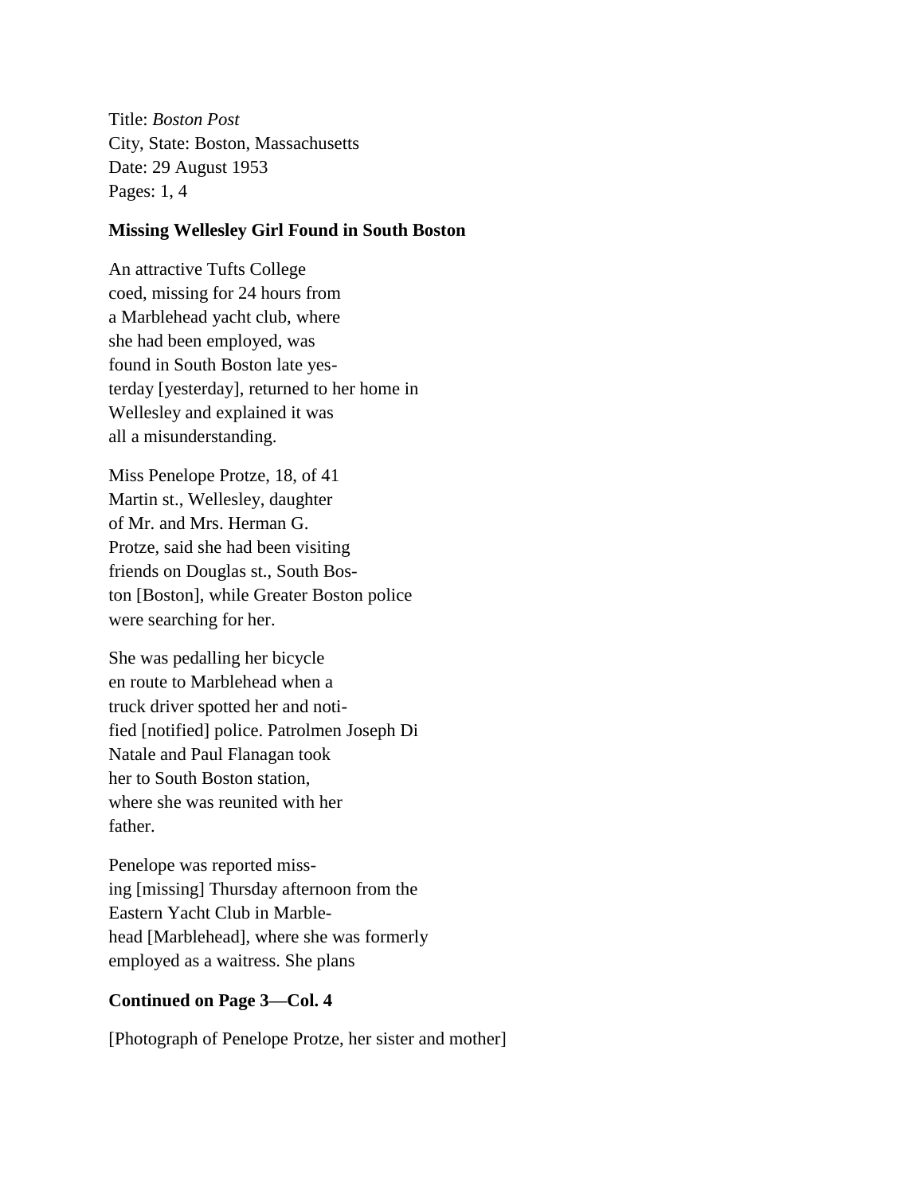Title: *Boston Post*
City, State: Boston, Massachusetts
Date: 29 August 1953
Pages: 1, 4

**Missing Wellesley Girl Found in South Boston**

An attractive Tufts College coed, missing for 24 hours from a Marblehead yacht club, where she had been employed, was found in South Boston late yes-terday [yesterday], returned to her home in Wellesley and explained it was all a misunderstanding.

Miss Penelope Protze, 18, of 41 Martin st., Wellesley, daughter of Mr. and Mrs. Herman G. Protze, said she had been visiting friends on Douglas st., South Bos-ton [Boston], while Greater Boston police were searching for her.

She was pedalling her bicycle en route to Marblehead when a truck driver spotted her and noti-fied [notified] police. Patrolmen Joseph Di Natale and Paul Flanagan took her to South Boston station, where she was reunited with her father.

Penelope was reported miss-ing [missing] Thursday afternoon from the Eastern Yacht Club in Marble-head [Marblehead], where she was formerly employed as a waitress. She plans

**Continued on Page 3—Col. 4**

[Photograph of Penelope Protze, her sister and mother]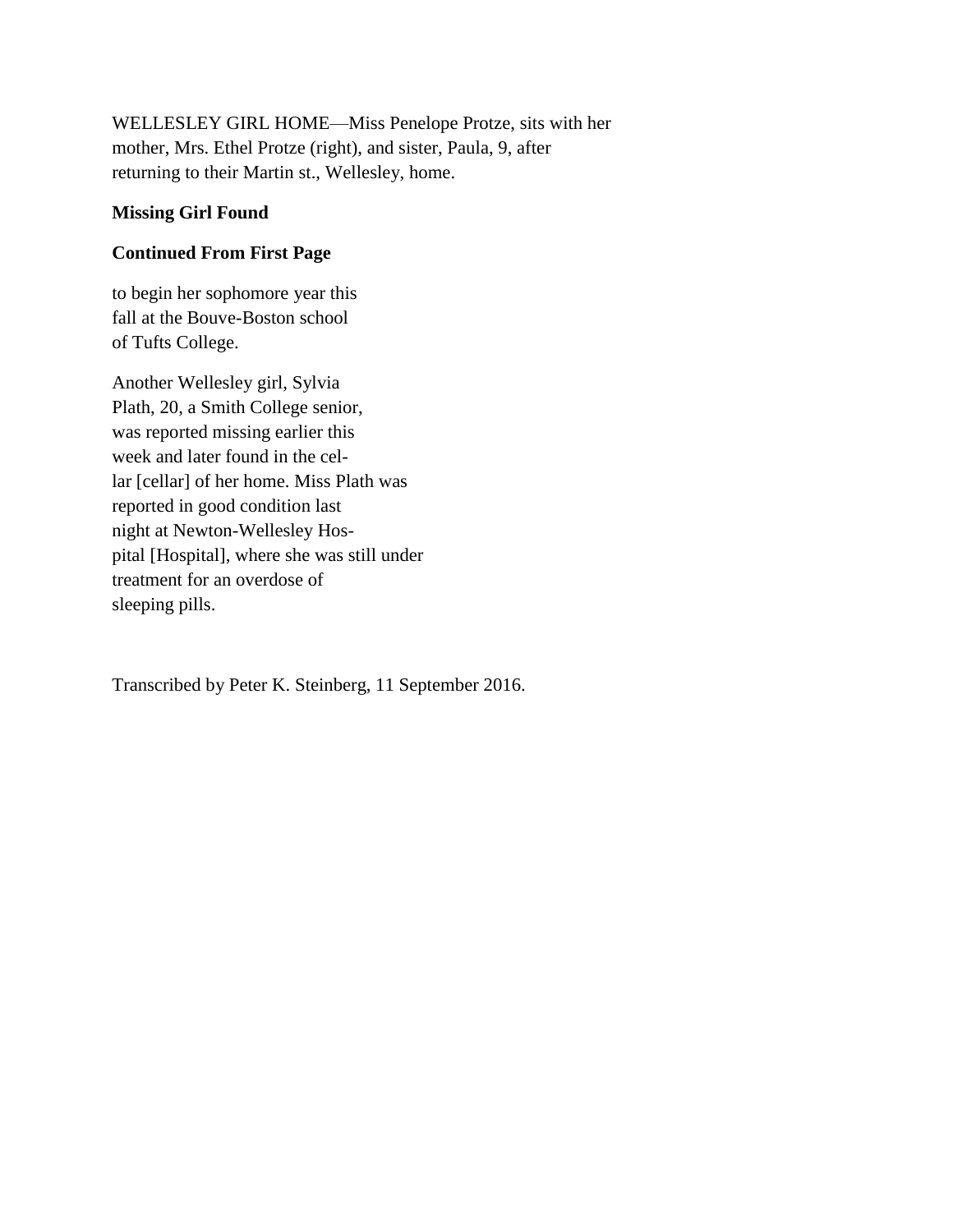WELLESLEY GIRL HOME—Miss Penelope Protze, sits with her mother, Mrs. Ethel Protze (right), and sister, Paula, 9, after returning to their Martin st., Wellesley, home.

**Missing Girl Found**

**Continued From First Page**

to begin her sophomore year this fall at the Bouve-Boston school of Tufts College.

Another Wellesley girl, Sylvia Plath, 20, a Smith College senior, was reported missing earlier this week and later found in the cel-lar [cellar] of her home. Miss Plath was reported in good condition last night at Newton-Wellesley Hos-pital [Hospital], where she was still under treatment for an overdose of sleeping pills.

Transcribed by Peter K. Steinberg, 11 September 2016.